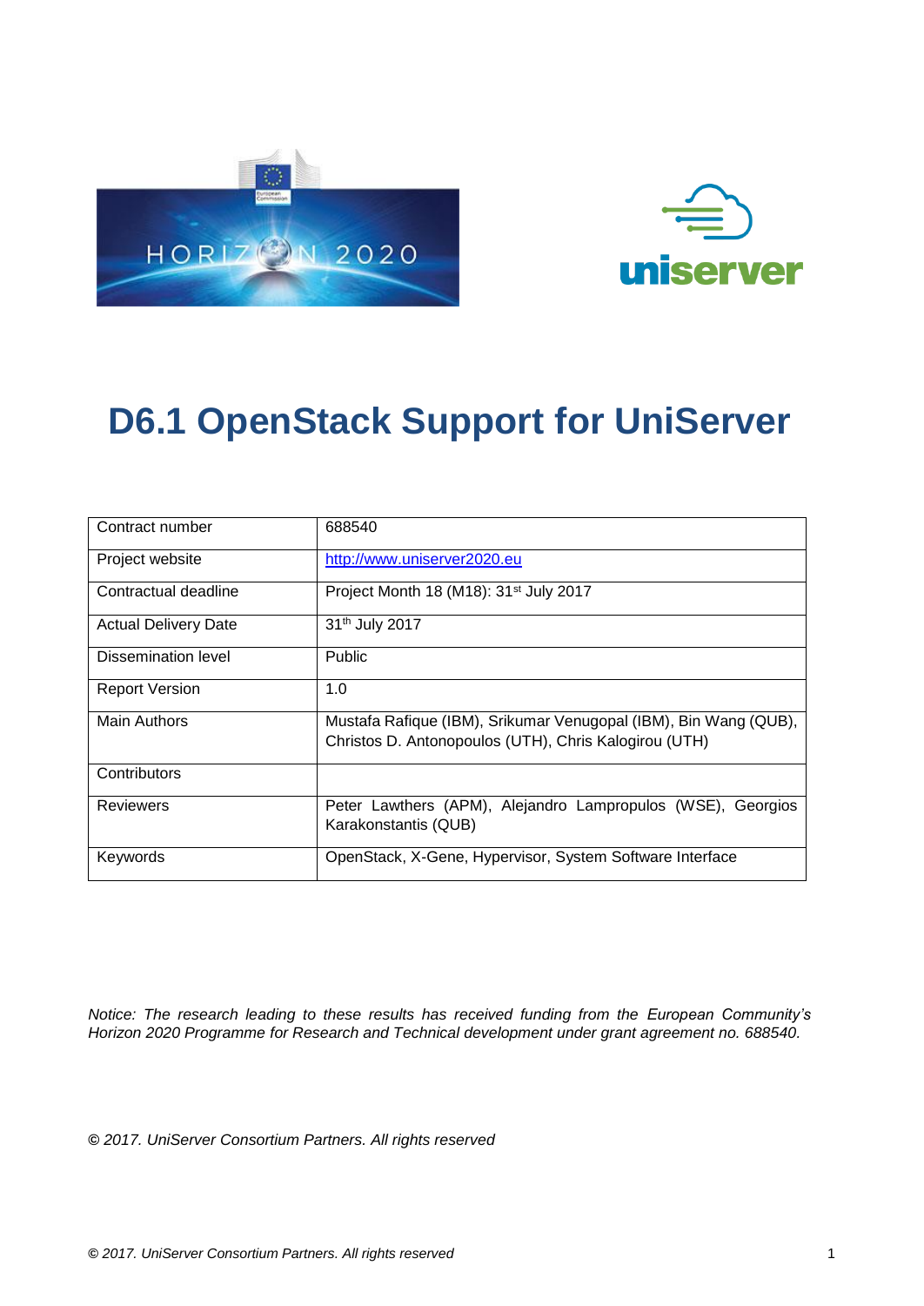# D6.1 OpenStack Support for UniServer

| Contract number | 688540 |
|---|---|
| Project website | http://www.uniserver2020.eu |
| Contractual deadline | Project Month 18 (M18): 31st July 2017 |
| Actual Delivery Date | 31th July 2017 |
| Dissemination level | Public |
| Report Version | 1.0 |
| Main Authors | Mustafa Rafique (IBM), Srikumar Venugopal (IBM), Bin Wang (QUB), Christos D. Antonopoulos (UTH), Chris Kalogirou (UTH) |
| Contributors | |
| Reviewers | Peter Lawthers (APM), Alejandro Lampropulos (WSE), Georgios Karakonstantis (QUB) |
| Keywords | OpenStack, X-Gene, Hypervisor, System Software Interface |

*Notice: The research leading to these results has received funding from the European Community's Horizon 2020 Programme for Research and Technical development under grant agreement no. 688540.*

***©** 2017. UniServer Consortium Partners. All rights reserved*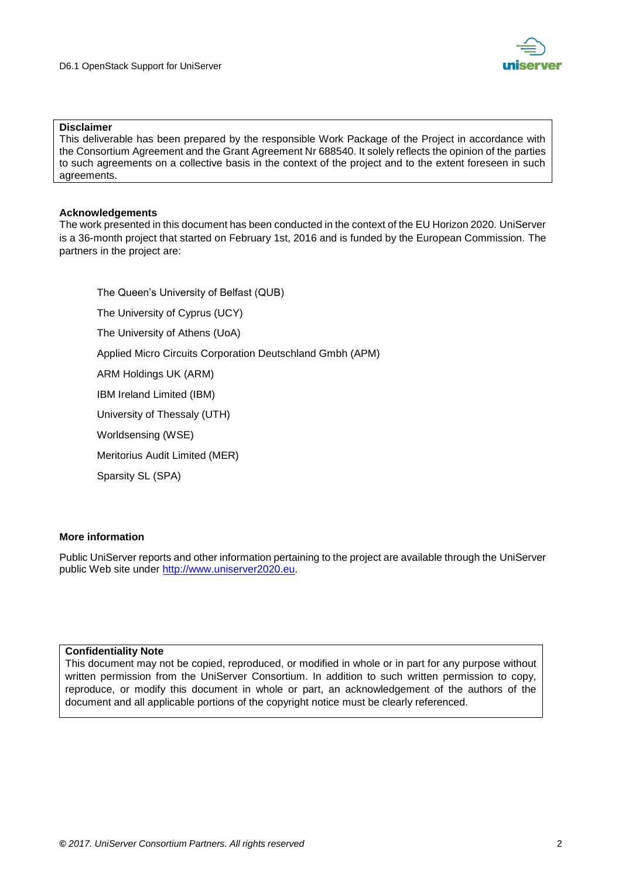**Disclaimer**

This deliverable has been prepared by the responsible Work Package of the Project in accordance with the Consortium Agreement and the Grant Agreement Nr 688540. It solely reflects the opinion of the parties to such agreements on a collective basis in the context of the project and to the extent foreseen in such agreements.

**Acknowledgements**

The work presented in this document has been conducted in the context of the EU Horizon 2020. UniServer is a 36-month project that started on February 1st, 2016 and is funded by the European Commission. The partners in the project are:

The Queen's University of Belfast (QUB)

The University of Cyprus (UCY)

The University of Athens (UoA)

Applied Micro Circuits Corporation Deutschland Gmbh (APM)

ARM Holdings UK (ARM)

IBM Ireland Limited (IBM)

University of Thessaly (UTH)

Worldsensing (WSE)

Meritorius Audit Limited (MER)

Sparsity SL (SPA)

**More information**

Public UniServer reports and other information pertaining to the project are available through the UniServer public Web site under http://www.uniserver2020.eu.

**Confidentiality Note**

This document may not be copied, reproduced, or modified in whole or in part for any purpose without written permission from the UniServer Consortium. In addition to such written permission to copy, reproduce, or modify this document in whole or part, an acknowledgement of the authors of the document and all applicable portions of the copyright notice must be clearly referenced.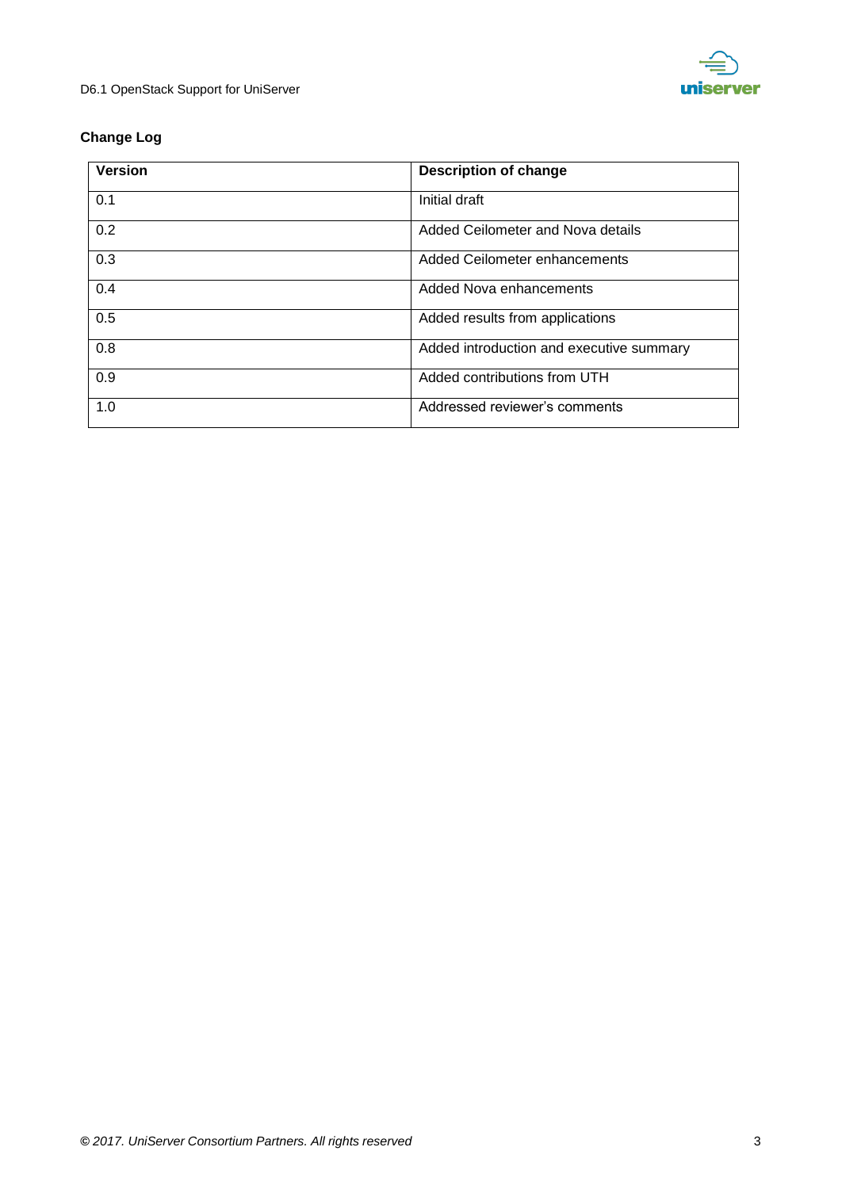**Change Log**

| Version | Description of change |
|---|---|
| 0.1 | Initial draft |
| 0.2 | Added Ceilometer and Nova details |
| 0.3 | Added Ceilometer enhancements |
| 0.4 | Added Nova enhancements |
| 0.5 | Added results from applications |
| 0.8 | Added introduction and executive summary |
| 0.9 | Added contributions from UTH |
| 1.0 | Addressed reviewer's comments |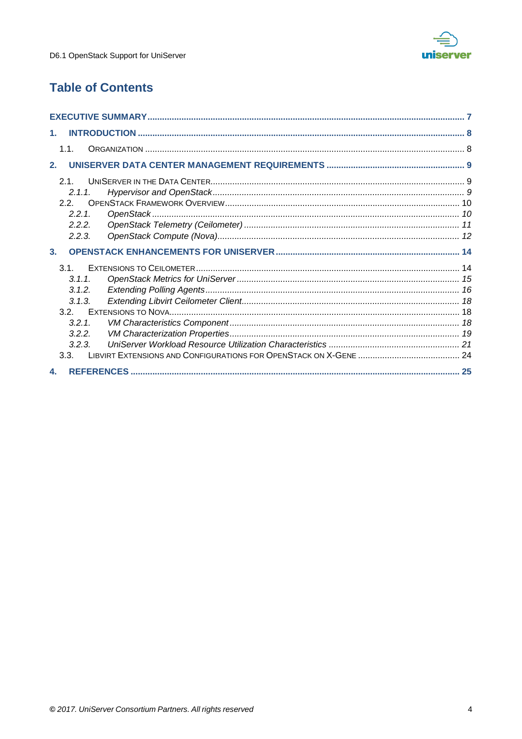# Table of Contents

**EXECUTIVE SUMMARY** ........................................................................ 7

**1. INTRODUCTION** ........................................................................ 8

- 1.1. Organization ........................................................................ 8

**2. UNISERVER DATA CENTER MANAGEMENT REQUIREMENTS** ........................................................................ 9

- 2.1. UniServer in the Data Center ........................................................................ 9
  - *2.1.1. Hypervisor and OpenStack* ........................................................................ 9
- 2.2. OpenStack Framework Overview ........................................................................ 10
  - *2.2.1. OpenStack* ........................................................................ 10
  - *2.2.2. OpenStack Telemetry (Ceilometer)* ........................................................................ 11
  - *2.2.3. OpenStack Compute (Nova)* ........................................................................ 12

**3. OPENSTACK ENHANCEMENTS FOR UNISERVER** ........................................................................ 14

- 3.1. Extensions to Ceilometer ........................................................................ 14
  - *3.1.1. OpenStack Metrics for UniServer* ........................................................................ 15
  - *3.1.2. Extending Polling Agents* ........................................................................ 16
  - *3.1.3. Extending Libvirt Ceilometer Client* ........................................................................ 18
- 3.2. Extensions to Nova ........................................................................ 18
  - *3.2.1. VM Characteristics Component* ........................................................................ 18
  - *3.2.2. VM Characterization Properties* ........................................................................ 19
  - *3.2.3. UniServer Workload Resource Utilization Characteristics* ........................................................................ 21
- 3.3. Libvirt Extensions and Configurations for OpenStack on X-Gene ........................................................................ 24

**4. REFERENCES** ........................................................................ 25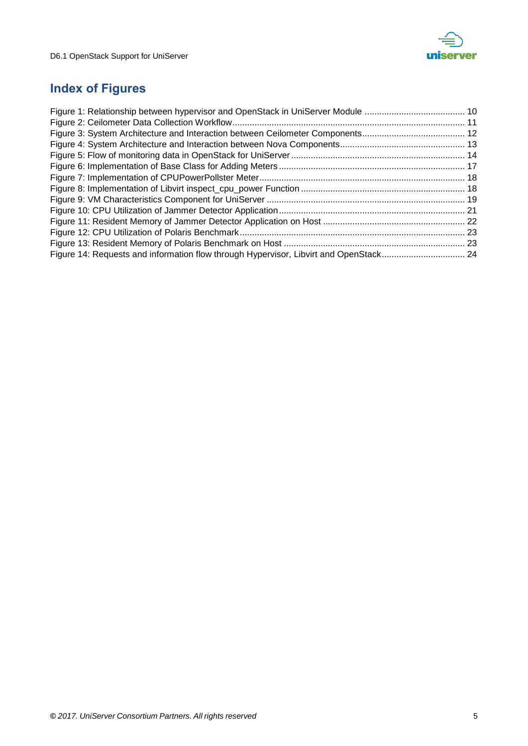## Index of Figures

Figure 1: Relationship between hypervisor and OpenStack in UniServer Module ........................................ 10
Figure 2: Ceilometer Data Collection Workflow ........................................................................................ 11
Figure 3: System Architecture and Interaction between Ceilometer Components ..................................... 12
Figure 4: System Architecture and Interaction between Nova Components ............................................. 13
Figure 5: Flow of monitoring data in OpenStack for UniServer ................................................................. 14
Figure 6: Implementation of Base Class for Adding Meters ...................................................................... 17
Figure 7: Implementation of CPUPowerPollster Meter .............................................................................. 18
Figure 8: Implementation of Libvirt inspect_cpu_power Function ............................................................. 18
Figure 9: VM Characteristics Component for UniServer ........................................................................... 19
Figure 10: CPU Utilization of Jammer Detector Application ...................................................................... 21
Figure 11: Resident Memory of Jammer Detector Application on Host .................................................... 22
Figure 12: CPU Utilization of Polaris Benchmark ...................................................................................... 23
Figure 13: Resident Memory of Polaris Benchmark on Host .................................................................... 23
Figure 14: Requests and information flow through Hypervisor, Libvirt and OpenStack ............................. 24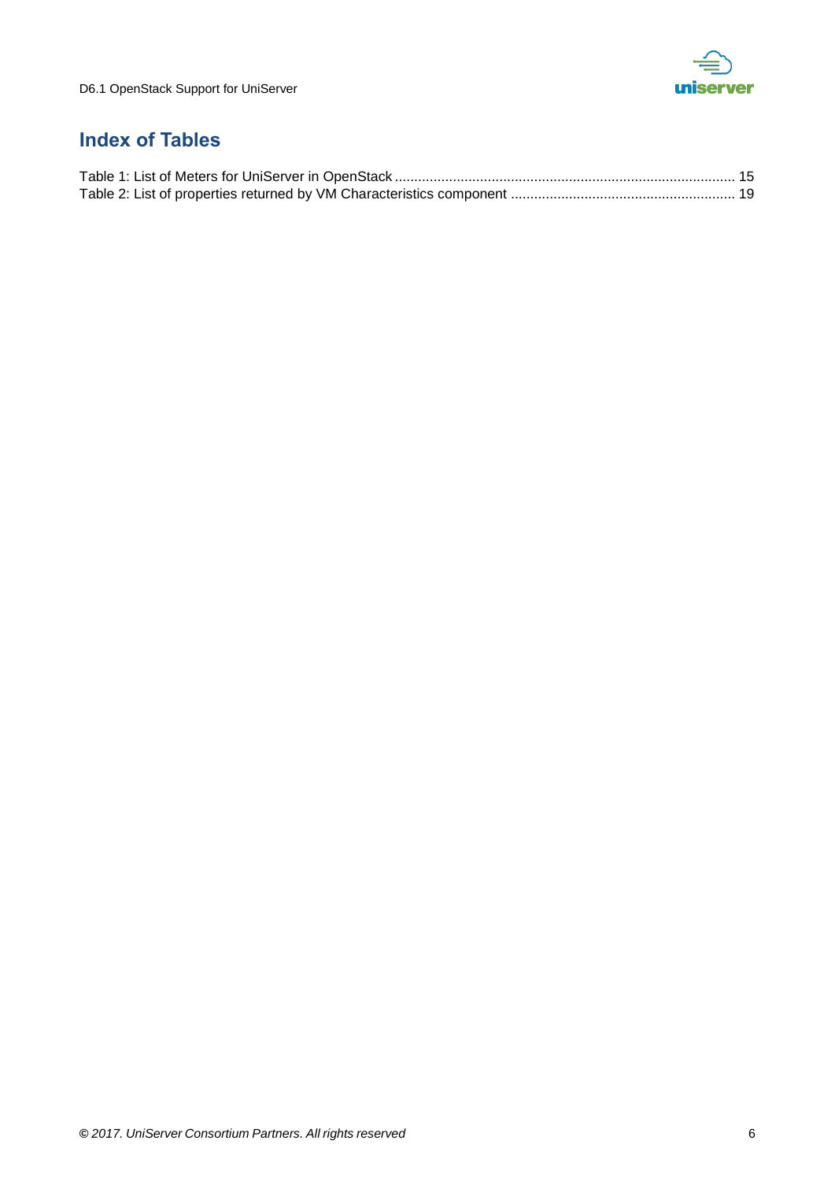# Index of Tables

Table 1: List of Meters for UniServer in OpenStack ........................................................................................ 15
Table 2: List of properties returned by VM Characteristics component .......................................................... 19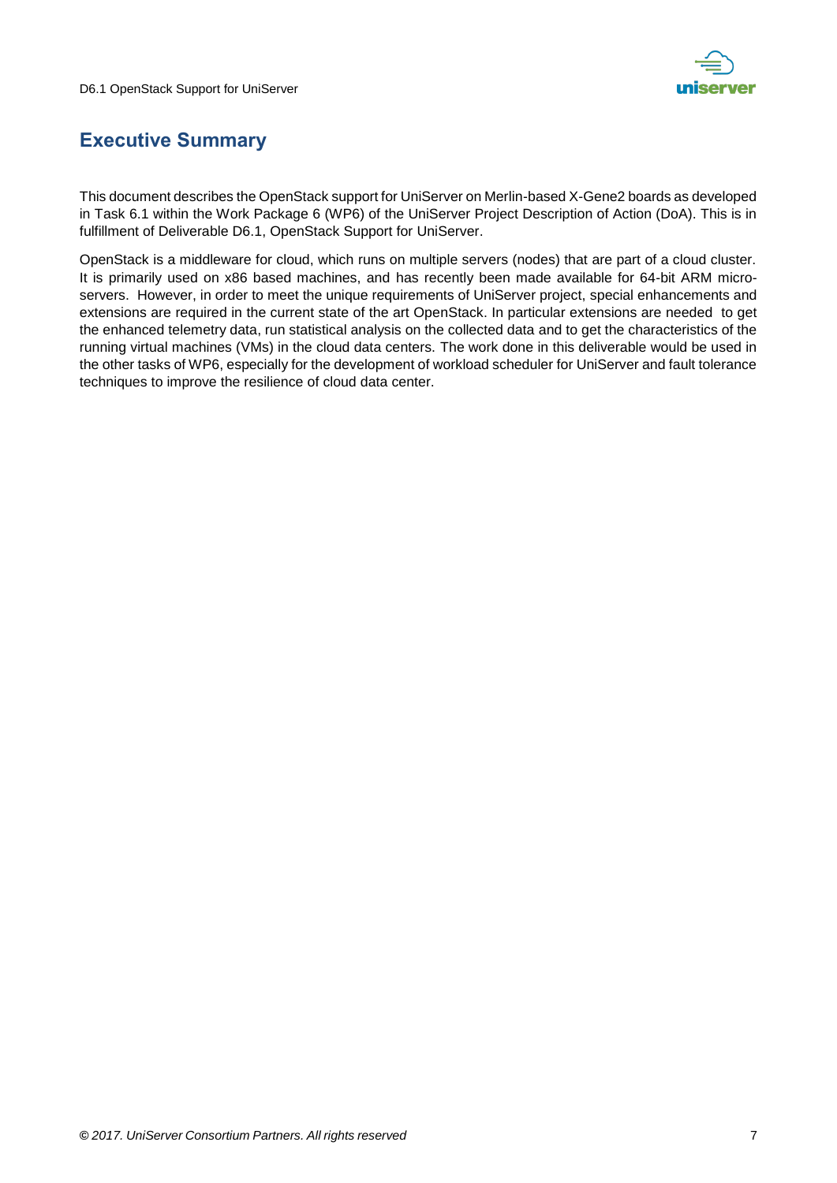# Executive Summary

This document describes the OpenStack support for UniServer on Merlin-based X-Gene2 boards as developed in Task 6.1 within the Work Package 6 (WP6) of the UniServer Project Description of Action (DoA). This is in fulfillment of Deliverable D6.1, OpenStack Support for UniServer.

OpenStack is a middleware for cloud, which runs on multiple servers (nodes) that are part of a cloud cluster. It is primarily used on x86 based machines, and has recently been made available for 64-bit ARM micro-servers. However, in order to meet the unique requirements of UniServer project, special enhancements and extensions are required in the current state of the art OpenStack. In particular extensions are needed to get the enhanced telemetry data, run statistical analysis on the collected data and to get the characteristics of the running virtual machines (VMs) in the cloud data centers. The work done in this deliverable would be used in the other tasks of WP6, especially for the development of workload scheduler for UniServer and fault tolerance techniques to improve the resilience of cloud data center.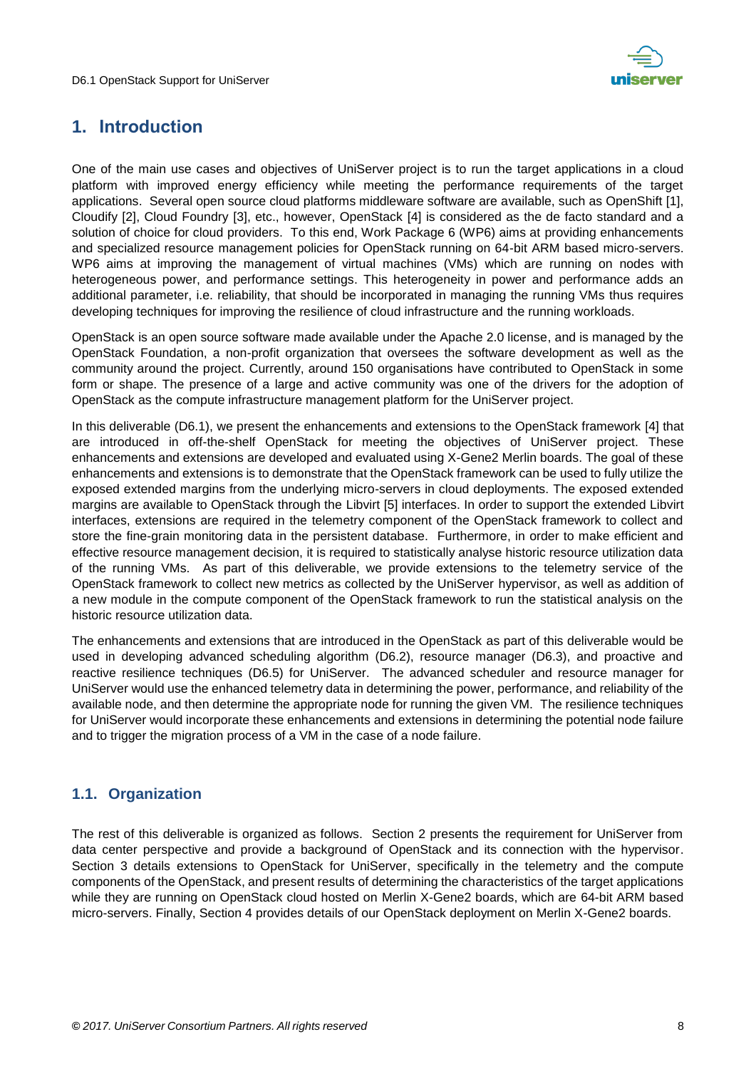# 1. Introduction

One of the main use cases and objectives of UniServer project is to run the target applications in a cloud platform with improved energy efficiency while meeting the performance requirements of the target applications. Several open source cloud platforms middleware software are available, such as OpenShift [1], Cloudify [2], Cloud Foundry [3], etc., however, OpenStack [4] is considered as the de facto standard and a solution of choice for cloud providers. To this end, Work Package 6 (WP6) aims at providing enhancements and specialized resource management policies for OpenStack running on 64-bit ARM based micro-servers. WP6 aims at improving the management of virtual machines (VMs) which are running on nodes with heterogeneous power, and performance settings. This heterogeneity in power and performance adds an additional parameter, i.e. reliability, that should be incorporated in managing the running VMs thus requires developing techniques for improving the resilience of cloud infrastructure and the running workloads.

OpenStack is an open source software made available under the Apache 2.0 license, and is managed by the OpenStack Foundation, a non-profit organization that oversees the software development as well as the community around the project. Currently, around 150 organisations have contributed to OpenStack in some form or shape. The presence of a large and active community was one of the drivers for the adoption of OpenStack as the compute infrastructure management platform for the UniServer project.

In this deliverable (D6.1), we present the enhancements and extensions to the OpenStack framework [4] that are introduced in off-the-shelf OpenStack for meeting the objectives of UniServer project. These enhancements and extensions are developed and evaluated using X-Gene2 Merlin boards. The goal of these enhancements and extensions is to demonstrate that the OpenStack framework can be used to fully utilize the exposed extended margins from the underlying micro-servers in cloud deployments. The exposed extended margins are available to OpenStack through the Libvirt [5] interfaces. In order to support the extended Libvirt interfaces, extensions are required in the telemetry component of the OpenStack framework to collect and store the fine-grain monitoring data in the persistent database. Furthermore, in order to make efficient and effective resource management decision, it is required to statistically analyse historic resource utilization data of the running VMs. As part of this deliverable, we provide extensions to the telemetry service of the OpenStack framework to collect new metrics as collected by the UniServer hypervisor, as well as addition of a new module in the compute component of the OpenStack framework to run the statistical analysis on the historic resource utilization data.

The enhancements and extensions that are introduced in the OpenStack as part of this deliverable would be used in developing advanced scheduling algorithm (D6.2), resource manager (D6.3), and proactive and reactive resilience techniques (D6.5) for UniServer. The advanced scheduler and resource manager for UniServer would use the enhanced telemetry data in determining the power, performance, and reliability of the available node, and then determine the appropriate node for running the given VM. The resilience techniques for UniServer would incorporate these enhancements and extensions in determining the potential node failure and to trigger the migration process of a VM in the case of a node failure.

## 1.1. Organization

The rest of this deliverable is organized as follows. Section 2 presents the requirement for UniServer from data center perspective and provide a background of OpenStack and its connection with the hypervisor. Section 3 details extensions to OpenStack for UniServer, specifically in the telemetry and the compute components of the OpenStack, and present results of determining the characteristics of the target applications while they are running on OpenStack cloud hosted on Merlin X-Gene2 boards, which are 64-bit ARM based micro-servers. Finally, Section 4 provides details of our OpenStack deployment on Merlin X-Gene2 boards.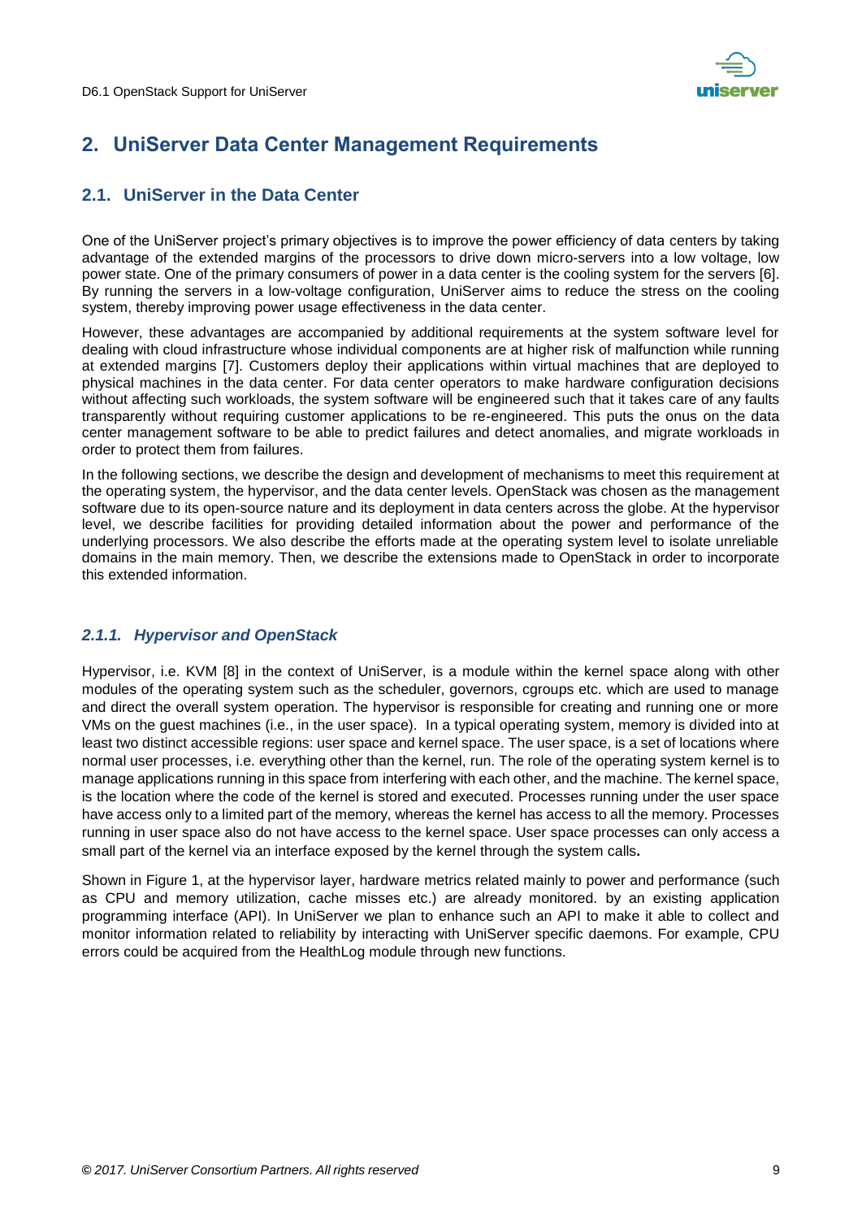# 2. UniServer Data Center Management Requirements

## 2.1. UniServer in the Data Center

One of the UniServer project's primary objectives is to improve the power efficiency of data centers by taking advantage of the extended margins of the processors to drive down micro-servers into a low voltage, low power state. One of the primary consumers of power in a data center is the cooling system for the servers [6]. By running the servers in a low-voltage configuration, UniServer aims to reduce the stress on the cooling system, thereby improving power usage effectiveness in the data center.

However, these advantages are accompanied by additional requirements at the system software level for dealing with cloud infrastructure whose individual components are at higher risk of malfunction while running at extended margins [7]. Customers deploy their applications within virtual machines that are deployed to physical machines in the data center. For data center operators to make hardware configuration decisions without affecting such workloads, the system software will be engineered such that it takes care of any faults transparently without requiring customer applications to be re-engineered. This puts the onus on the data center management software to be able to predict failures and detect anomalies, and migrate workloads in order to protect them from failures.

In the following sections, we describe the design and development of mechanisms to meet this requirement at the operating system, the hypervisor, and the data center levels. OpenStack was chosen as the management software due to its open-source nature and its deployment in data centers across the globe. At the hypervisor level, we describe facilities for providing detailed information about the power and performance of the underlying processors. We also describe the efforts made at the operating system level to isolate unreliable domains in the main memory. Then, we describe the extensions made to OpenStack in order to incorporate this extended information.

### *2.1.1. Hypervisor and OpenStack*

Hypervisor, i.e. KVM [8] in the context of UniServer, is a module within the kernel space along with other modules of the operating system such as the scheduler, governors, cgroups etc. which are used to manage and direct the overall system operation. The hypervisor is responsible for creating and running one or more VMs on the guest machines (i.e., in the user space). In a typical operating system, memory is divided into at least two distinct accessible regions: user space and kernel space. The user space, is a set of locations where normal user processes, i.e. everything other than the kernel, run. The role of the operating system kernel is to manage applications running in this space from interfering with each other, and the machine. The kernel space, is the location where the code of the kernel is stored and executed. Processes running under the user space have access only to a limited part of the memory, whereas the kernel has access to all the memory. Processes running in user space also do not have access to the kernel space. User space processes can only access a small part of the kernel via an interface exposed by the kernel through the system calls**.**

Shown in Figure 1, at the hypervisor layer, hardware metrics related mainly to power and performance (such as CPU and memory utilization, cache misses etc.) are already monitored. by an existing application programming interface (API). In UniServer we plan to enhance such an API to make it able to collect and monitor information related to reliability by interacting with UniServer specific daemons. For example, CPU errors could be acquired from the HealthLog module through new functions.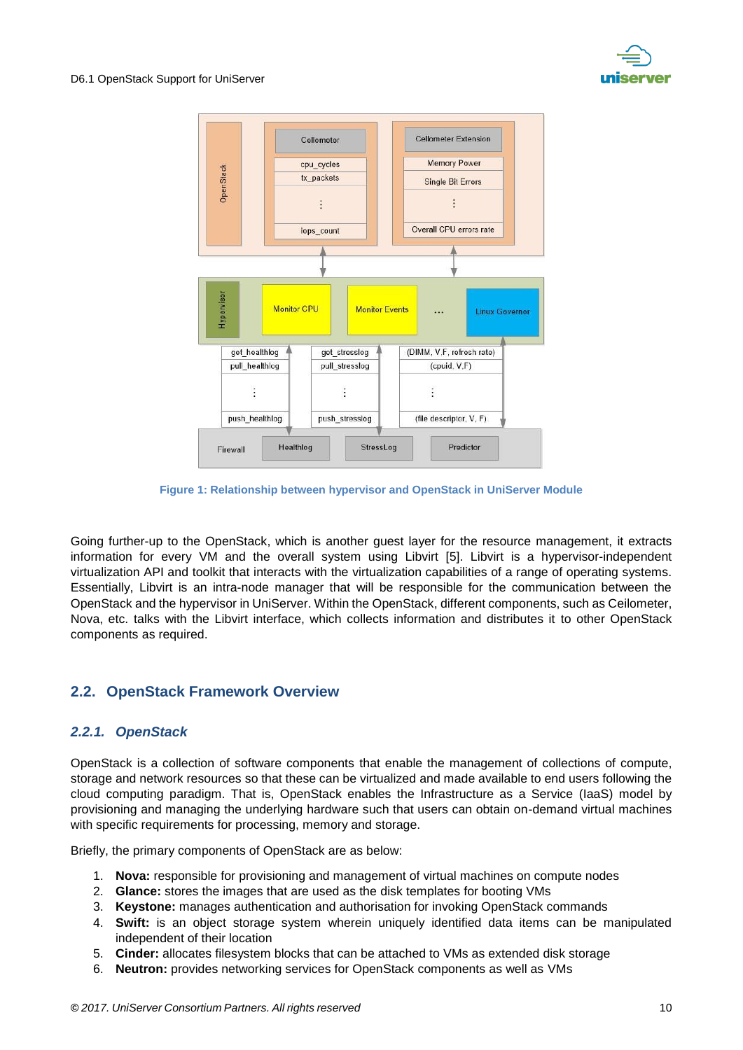Figure 1: Relationship between hypervisor and OpenStack in UniServer Module

Going further-up to the OpenStack, which is another guest layer for the resource management, it extracts information for every VM and the overall system using Libvirt [5]. Libvirt is a hypervisor-independent virtualization API and toolkit that interacts with the virtualization capabilities of a range of operating systems. Essentially, Libvirt is an intra-node manager that will be responsible for the communication between the OpenStack and the hypervisor in UniServer. Within the OpenStack, different components, such as Ceilometer, Nova, etc. talks with the Libvirt interface, which collects information and distributes it to other OpenStack components as required.

## 2.2. OpenStack Framework Overview

### *2.2.1. OpenStack*

OpenStack is a collection of software components that enable the management of collections of compute, storage and network resources so that these can be virtualized and made available to end users following the cloud computing paradigm. That is, OpenStack enables the Infrastructure as a Service (IaaS) model by provisioning and managing the underlying hardware such that users can obtain on-demand virtual machines with specific requirements for processing, memory and storage.

Briefly, the primary components of OpenStack are as below:

1. **Nova:** responsible for provisioning and management of virtual machines on compute nodes
2. **Glance:** stores the images that are used as the disk templates for booting VMs
3. **Keystone:** manages authentication and authorisation for invoking OpenStack commands
4. **Swift:** is an object storage system wherein uniquely identified data items can be manipulated independent of their location
5. **Cinder:** allocates filesystem blocks that can be attached to VMs as extended disk storage
6. **Neutron:** provides networking services for OpenStack components as well as VMs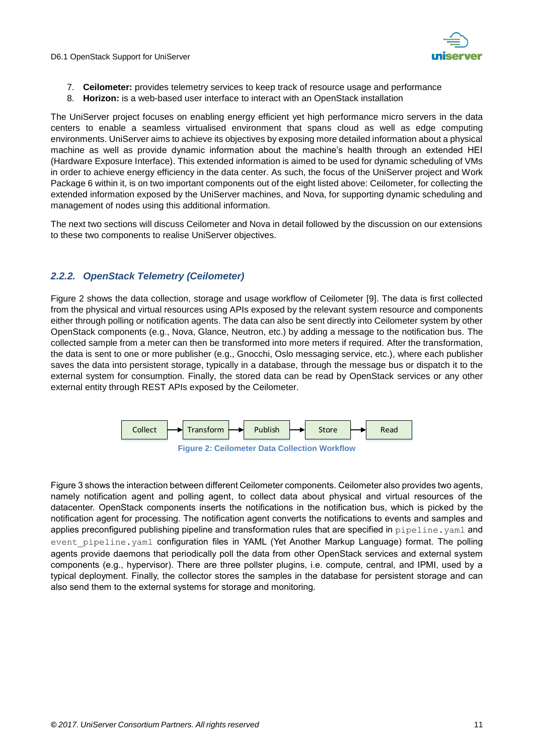7. **Ceilometer:** provides telemetry services to keep track of resource usage and performance
8. **Horizon:** is a web-based user interface to interact with an OpenStack installation

The UniServer project focuses on enabling energy efficient yet high performance micro servers in the data centers to enable a seamless virtualised environment that spans cloud as well as edge computing environments. UniServer aims to achieve its objectives by exposing more detailed information about a physical machine as well as provide dynamic information about the machine's health through an extended HEI (Hardware Exposure Interface). This extended information is aimed to be used for dynamic scheduling of VMs in order to achieve energy efficiency in the data center. As such, the focus of the UniServer project and Work Package 6 within it, is on two important components out of the eight listed above: Ceilometer, for collecting the extended information exposed by the UniServer machines, and Nova, for supporting dynamic scheduling and management of nodes using this additional information.

The next two sections will discuss Ceilometer and Nova in detail followed by the discussion on our extensions to these two components to realise UniServer objectives.

### *2.2.2. OpenStack Telemetry (Ceilometer)*

Figure 2 shows the data collection, storage and usage workflow of Ceilometer [9]. The data is first collected from the physical and virtual resources using APIs exposed by the relevant system resource and components either through polling or notification agents. The data can also be sent directly into Ceilometer system by other OpenStack components (e.g., Nova, Glance, Neutron, etc.) by adding a message to the notification bus. The collected sample from a meter can then be transformed into more meters if required. After the transformation, the data is sent to one or more publisher (e.g., Gnocchi, Oslo messaging service, etc.), where each publisher saves the data into persistent storage, typically in a database, through the message bus or dispatch it to the external system for consumption. Finally, the stored data can be read by OpenStack services or any other external entity through REST APIs exposed by the Ceilometer.

Collect → Transform → Publish → Store → Read

**Figure 2: Ceilometer Data Collection Workflow**

Figure 3 shows the interaction between different Ceilometer components. Ceilometer also provides two agents, namely notification agent and polling agent, to collect data about physical and virtual resources of the datacenter. OpenStack components inserts the notifications in the notification bus, which is picked by the notification agent for processing. The notification agent converts the notifications to events and samples and applies preconfigured publishing pipeline and transformation rules that are specified in `pipeline.yaml` and `event_pipeline.yaml` configuration files in YAML (Yet Another Markup Language) format. The polling agents provide daemons that periodically poll the data from other OpenStack services and external system components (e.g., hypervisor). There are three pollster plugins, i.e. compute, central, and IPMI, used by a typical deployment. Finally, the collector stores the samples in the database for persistent storage and can also send them to the external systems for storage and monitoring.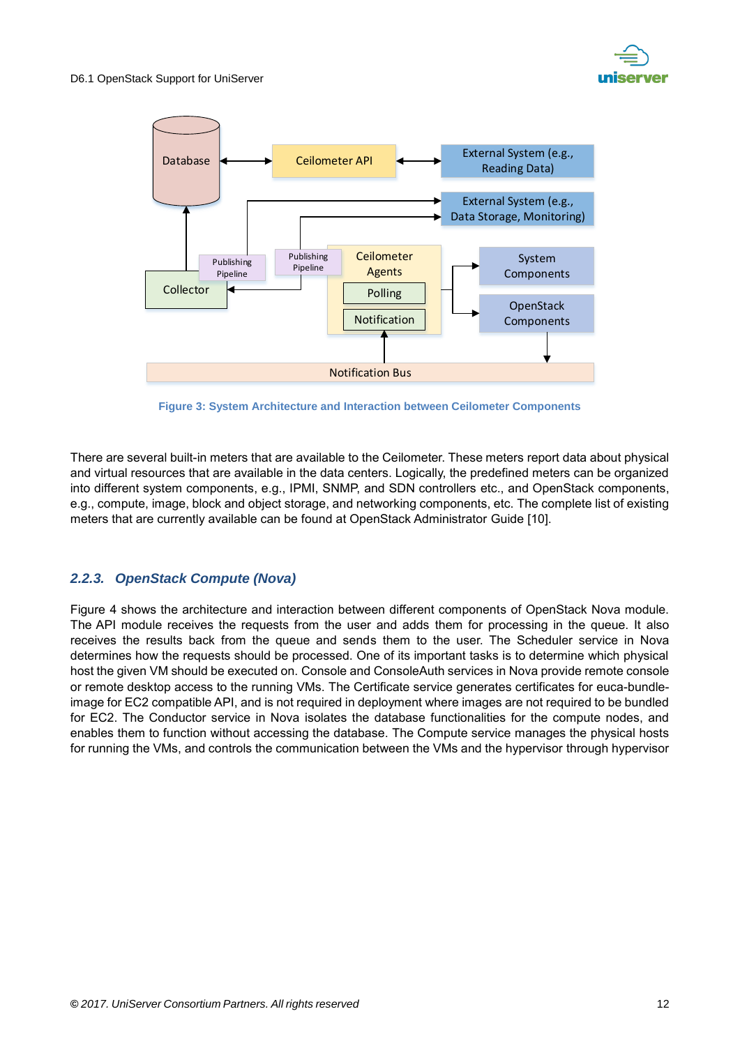Figure 3: System Architecture and Interaction between Ceilometer Components

There are several built-in meters that are available to the Ceilometer. These meters report data about physical and virtual resources that are available in the data centers. Logically, the predefined meters can be organized into different system components, e.g., IPMI, SNMP, and SDN controllers etc., and OpenStack components, e.g., compute, image, block and object storage, and networking components, etc. The complete list of existing meters that are currently available can be found at OpenStack Administrator Guide [10].

### *2.2.3. OpenStack Compute (Nova)*

Figure 4 shows the architecture and interaction between different components of OpenStack Nova module. The API module receives the requests from the user and adds them for processing in the queue. It also receives the results back from the queue and sends them to the user. The Scheduler service in Nova determines how the requests should be processed. One of its important tasks is to determine which physical host the given VM should be executed on. Console and ConsoleAuth services in Nova provide remote console or remote desktop access to the running VMs. The Certificate service generates certificates for euca-bundle-image for EC2 compatible API, and is not required in deployment where images are not required to be bundled for EC2. The Conductor service in Nova isolates the database functionalities for the compute nodes, and enables them to function without accessing the database. The Compute service manages the physical hosts for running the VMs, and controls the communication between the VMs and the hypervisor through hypervisor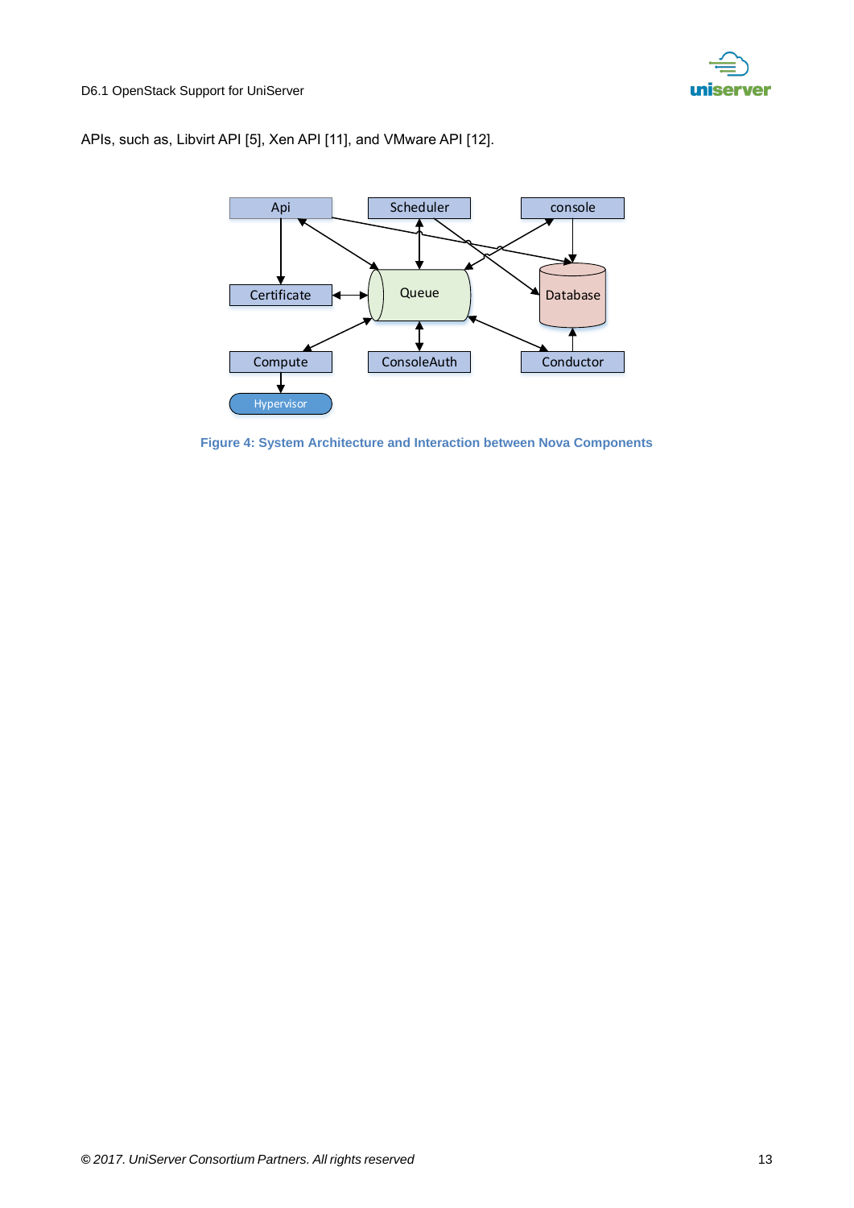APIs, such as, Libvirt API [5], Xen API [11], and VMware API [12].

**Figure 4: System Architecture and Interaction between Nova Components**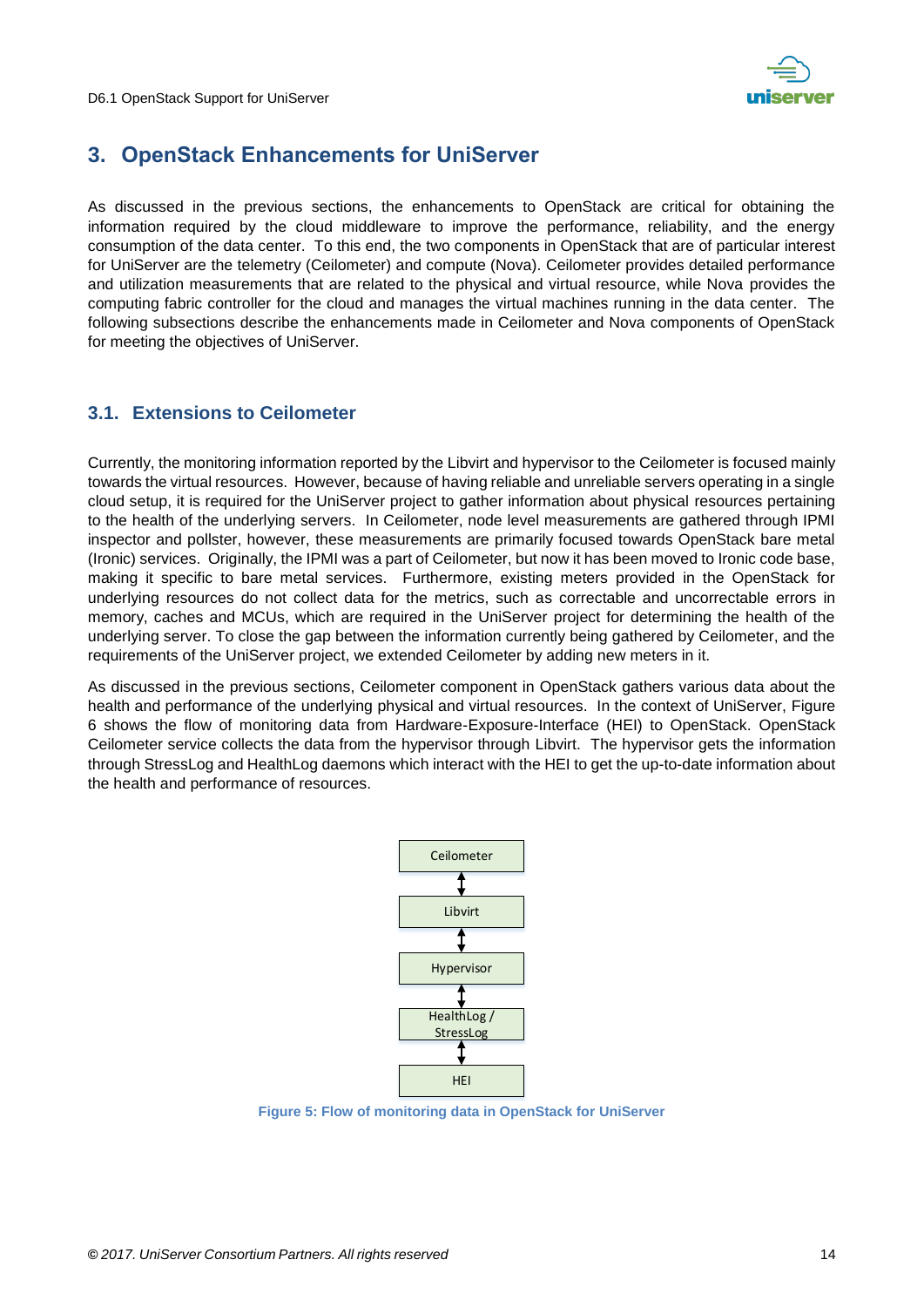# 3. OpenStack Enhancements for UniServer

As discussed in the previous sections, the enhancements to OpenStack are critical for obtaining the information required by the cloud middleware to improve the performance, reliability, and the energy consumption of the data center. To this end, the two components in OpenStack that are of particular interest for UniServer are the telemetry (Ceilometer) and compute (Nova). Ceilometer provides detailed performance and utilization measurements that are related to the physical and virtual resource, while Nova provides the computing fabric controller for the cloud and manages the virtual machines running in the data center. The following subsections describe the enhancements made in Ceilometer and Nova components of OpenStack for meeting the objectives of UniServer.

## 3.1. Extensions to Ceilometer

Currently, the monitoring information reported by the Libvirt and hypervisor to the Ceilometer is focused mainly towards the virtual resources. However, because of having reliable and unreliable servers operating in a single cloud setup, it is required for the UniServer project to gather information about physical resources pertaining to the health of the underlying servers. In Ceilometer, node level measurements are gathered through IPMI inspector and pollster, however, these measurements are primarily focused towards OpenStack bare metal (Ironic) services. Originally, the IPMI was a part of Ceilometer, but now it has been moved to Ironic code base, making it specific to bare metal services. Furthermore, existing meters provided in the OpenStack for underlying resources do not collect data for the metrics, such as correctable and uncorrectable errors in memory, caches and MCUs, which are required in the UniServer project for determining the health of the underlying server. To close the gap between the information currently being gathered by Ceilometer, and the requirements of the UniServer project, we extended Ceilometer by adding new meters in it.

As discussed in the previous sections, Ceilometer component in OpenStack gathers various data about the health and performance of the underlying physical and virtual resources. In the context of UniServer, Figure 6 shows the flow of monitoring data from Hardware-Exposure-Interface (HEI) to OpenStack. OpenStack Ceilometer service collects the data from the hypervisor through Libvirt. The hypervisor gets the information through StressLog and HealthLog daemons which interact with the HEI to get the up-to-date information about the health and performance of resources.

Ceilometer ↕ Libvirt ↕ Hypervisor ↕ HealthLog / StressLog ↕ HEI

Figure 5: Flow of monitoring data in OpenStack for UniServer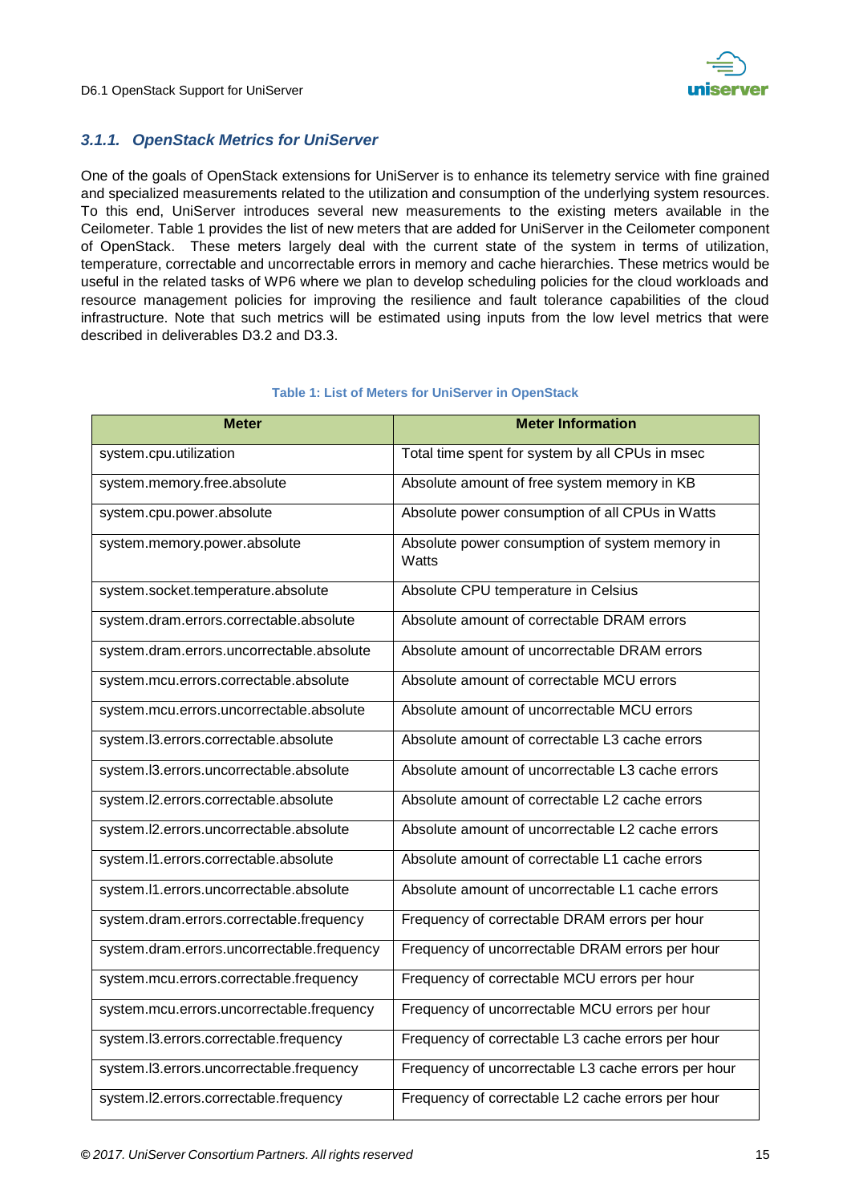### *3.1.1. OpenStack Metrics for UniServer*

One of the goals of OpenStack extensions for UniServer is to enhance its telemetry service with fine grained and specialized measurements related to the utilization and consumption of the underlying system resources. To this end, UniServer introduces several new measurements to the existing meters available in the Ceilometer. Table 1 provides the list of new meters that are added for UniServer in the Ceilometer component of OpenStack. These meters largely deal with the current state of the system in terms of utilization, temperature, correctable and uncorrectable errors in memory and cache hierarchies. These metrics would be useful in the related tasks of WP6 where we plan to develop scheduling policies for the cloud workloads and resource management policies for improving the resilience and fault tolerance capabilities of the cloud infrastructure. Note that such metrics will be estimated using inputs from the low level metrics that were described in deliverables D3.2 and D3.3.

**Table 1: List of Meters for UniServer in OpenStack**

| Meter | Meter Information |
|---|---|
| system.cpu.utilization | Total time spent for system by all CPUs in msec |
| system.memory.free.absolute | Absolute amount of free system memory in KB |
| system.cpu.power.absolute | Absolute power consumption of all CPUs in Watts |
| system.memory.power.absolute | Absolute power consumption of system memory in Watts |
| system.socket.temperature.absolute | Absolute CPU temperature in Celsius |
| system.dram.errors.correctable.absolute | Absolute amount of correctable DRAM errors |
| system.dram.errors.uncorrectable.absolute | Absolute amount of uncorrectable DRAM errors |
| system.mcu.errors.correctable.absolute | Absolute amount of correctable MCU errors |
| system.mcu.errors.uncorrectable.absolute | Absolute amount of uncorrectable MCU errors |
| system.l3.errors.correctable.absolute | Absolute amount of correctable L3 cache errors |
| system.l3.errors.uncorrectable.absolute | Absolute amount of uncorrectable L3 cache errors |
| system.l2.errors.correctable.absolute | Absolute amount of correctable L2 cache errors |
| system.l2.errors.uncorrectable.absolute | Absolute amount of uncorrectable L2 cache errors |
| system.l1.errors.correctable.absolute | Absolute amount of correctable L1 cache errors |
| system.l1.errors.uncorrectable.absolute | Absolute amount of uncorrectable L1 cache errors |
| system.dram.errors.correctable.frequency | Frequency of correctable DRAM errors per hour |
| system.dram.errors.uncorrectable.frequency | Frequency of uncorrectable DRAM errors per hour |
| system.mcu.errors.correctable.frequency | Frequency of correctable MCU errors per hour |
| system.mcu.errors.uncorrectable.frequency | Frequency of uncorrectable MCU errors per hour |
| system.l3.errors.correctable.frequency | Frequency of correctable L3 cache errors per hour |
| system.l3.errors.uncorrectable.frequency | Frequency of uncorrectable L3 cache errors per hour |
| system.l2.errors.correctable.frequency | Frequency of correctable L2 cache errors per hour |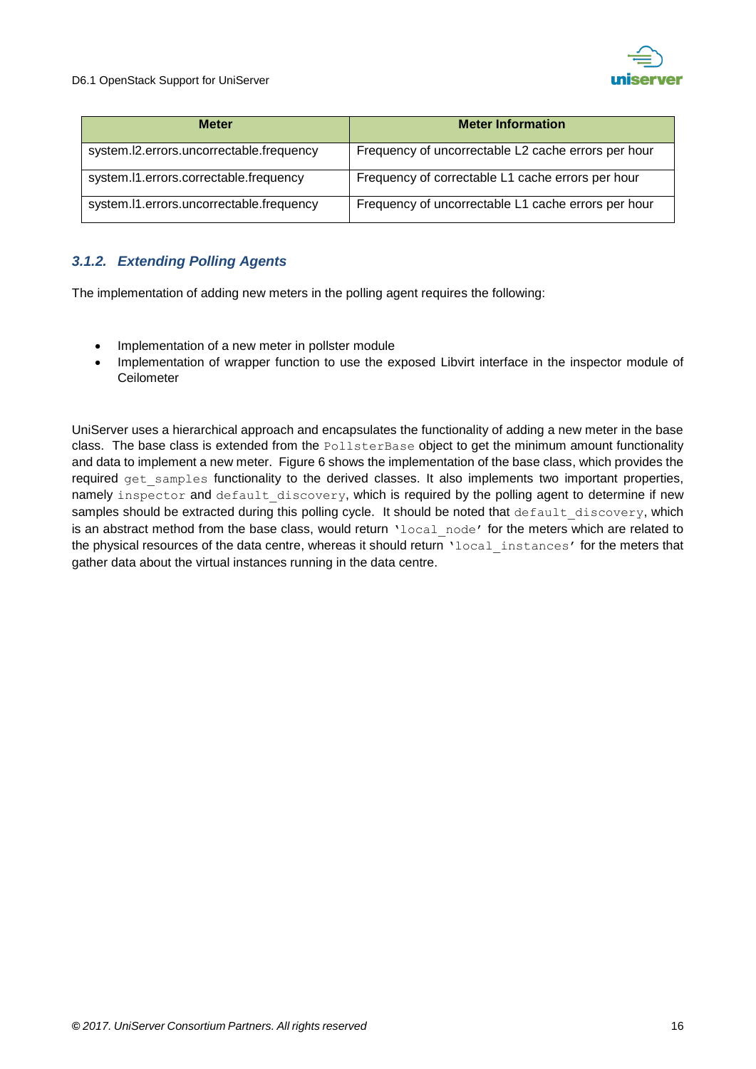| Meter | Meter Information |
|---|---|
| system.l2.errors.uncorrectable.frequency | Frequency of uncorrectable L2 cache errors per hour |
| system.l1.errors.correctable.frequency | Frequency of correctable L1 cache errors per hour |
| system.l1.errors.uncorrectable.frequency | Frequency of uncorrectable L1 cache errors per hour |

### *3.1.2. Extending Polling Agents*

The implementation of adding new meters in the polling agent requires the following:

- Implementation of a new meter in pollster module
- Implementation of wrapper function to use the exposed Libvirt interface in the inspector module of Ceilometer

UniServer uses a hierarchical approach and encapsulates the functionality of adding a new meter in the base class. The base class is extended from the `PollsterBase` object to get the minimum amount functionality and data to implement a new meter. Figure 6 shows the implementation of the base class, which provides the required `get_samples` functionality to the derived classes. It also implements two important properties, namely `inspector` and `default_discovery`, which is required by the polling agent to determine if new samples should be extracted during this polling cycle. It should be noted that `default_discovery`, which is an abstract method from the base class, would return `'local_node'` for the meters which are related to the physical resources of the data centre, whereas it should return `'local_instances'` for the meters that gather data about the virtual instances running in the data centre.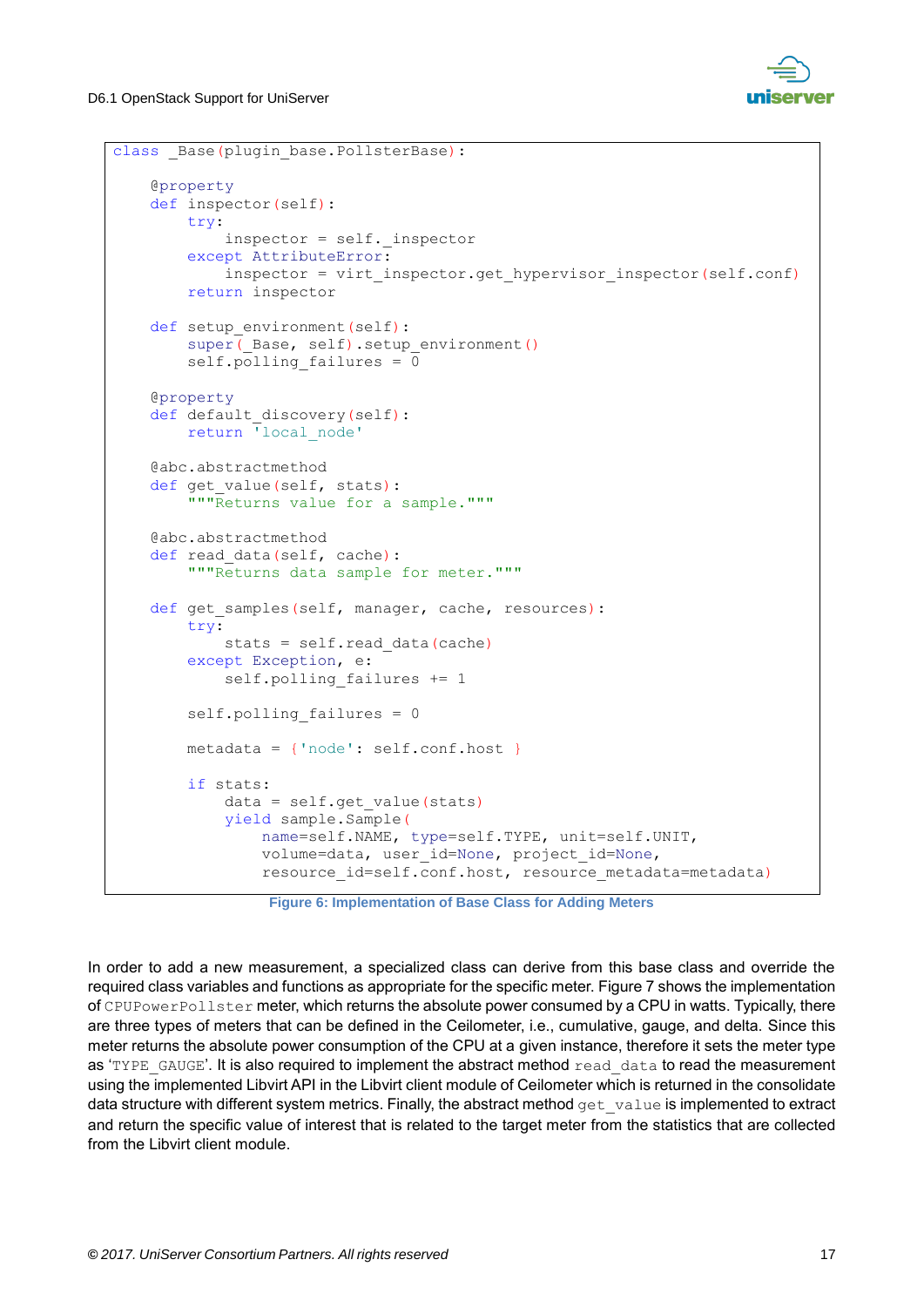```
class _Base(plugin_base.PollsterBase):

    @property
    def inspector(self):
        try:
            inspector = self._inspector
        except AttributeError:
            inspector = virt_inspector.get_hypervisor_inspector(self.conf)
        return inspector

    def setup_environment(self):
        super(_Base, self).setup_environment()
        self.polling_failures = 0

    @property
    def default_discovery(self):
        return 'local_node'

    @abc.abstractmethod
    def get_value(self, stats):
        """Returns value for a sample."""

    @abc.abstractmethod
    def read_data(self, cache):
        """Returns data sample for meter."""

    def get_samples(self, manager, cache, resources):
        try:
            stats = self.read_data(cache)
        except Exception, e:
            self.polling_failures += 1

        self.polling_failures = 0

        metadata = {'node': self.conf.host }

        if stats:
            data = self.get_value(stats)
            yield sample.Sample(
                name=self.NAME, type=self.TYPE, unit=self.UNIT,
                volume=data, user_id=None, project_id=None,
                resource_id=self.conf.host, resource_metadata=metadata)
```

**Figure 6: Implementation of Base Class for Adding Meters**

In order to add a new measurement, a specialized class can derive from this base class and override the required class variables and functions as appropriate for the specific meter. Figure 7 shows the implementation of `CPUPowerPollster` meter, which returns the absolute power consumed by a CPU in watts. Typically, there are three types of meters that can be defined in the Ceilometer, i.e., cumulative, gauge, and delta. Since this meter returns the absolute power consumption of the CPU at a given instance, therefore it sets the meter type as '`TYPE_GAUGE`'. It is also required to implement the abstract method `read_data` to read the measurement using the implemented Libvirt API in the Libvirt client module of Ceilometer which is returned in the consolidate data structure with different system metrics. Finally, the abstract method `get_value` is implemented to extract and return the specific value of interest that is related to the target meter from the statistics that are collected from the Libvirt client module.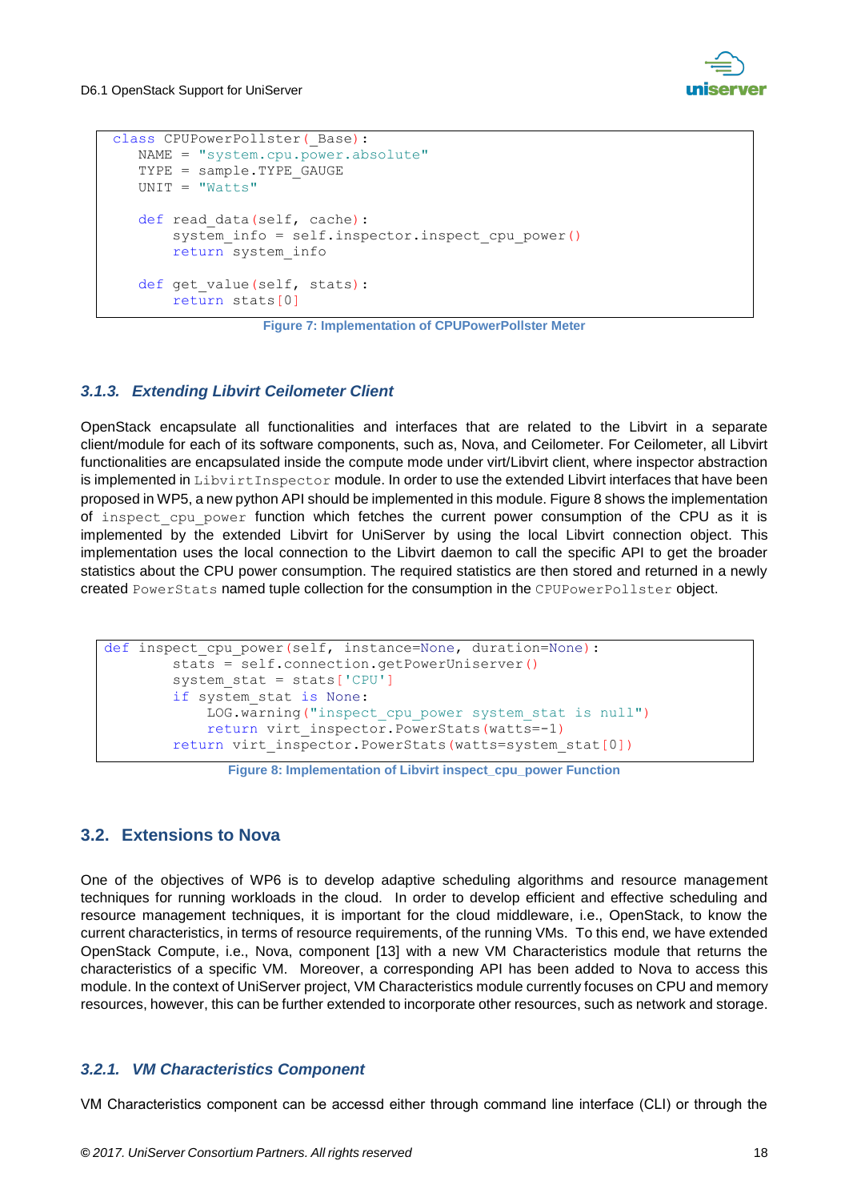```
class CPUPowerPollster(_Base):
    NAME = "system.cpu.power.absolute"
    TYPE = sample.TYPE_GAUGE
    UNIT = "Watts"

    def read_data(self, cache):
        system_info = self.inspector.inspect_cpu_power()
        return system_info

    def get_value(self, stats):
        return stats[0]
```

Figure 7: Implementation of CPUPowerPollster Meter

### 3.1.3. *Extending Libvirt Ceilometer Client*

OpenStack encapsulate all functionalities and interfaces that are related to the Libvirt in a separate client/module for each of its software components, such as, Nova, and Ceilometer. For Ceilometer, all Libvirt functionalities are encapsulated inside the compute mode under virt/Libvirt client, where inspector abstraction is implemented in `LibvirtInspector` module. In order to use the extended Libvirt interfaces that have been proposed in WP5, a new python API should be implemented in this module. Figure 8 shows the implementation of `inspect_cpu_power` function which fetches the current power consumption of the CPU as it is implemented by the extended Libvirt for UniServer by using the local Libvirt connection object. This implementation uses the local connection to the Libvirt daemon to call the specific API to get the broader statistics about the CPU power consumption. The required statistics are then stored and returned in a newly created `PowerStats` named tuple collection for the consumption in the `CPUPowerPollster` object.

```
def inspect_cpu_power(self, instance=None, duration=None):
        stats = self.connection.getPowerUniserver()
        system_stat = stats['CPU']
        if system_stat is None:
            LOG.warning("inspect_cpu_power system_stat is null")
            return virt_inspector.PowerStats(watts=-1)
        return virt_inspector.PowerStats(watts=system_stat[0])
```

Figure 8: Implementation of Libvirt inspect_cpu_power Function

## 3.2. Extensions to Nova

One of the objectives of WP6 is to develop adaptive scheduling algorithms and resource management techniques for running workloads in the cloud. In order to develop efficient and effective scheduling and resource management techniques, it is important for the cloud middleware, i.e., OpenStack, to know the current characteristics, in terms of resource requirements, of the running VMs. To this end, we have extended OpenStack Compute, i.e., Nova, component [13] with a new VM Characteristics module that returns the characteristics of a specific VM. Moreover, a corresponding API has been added to Nova to access this module. In the context of UniServer project, VM Characteristics module currently focuses on CPU and memory resources, however, this can be further extended to incorporate other resources, such as network and storage.

### 3.2.1. *VM Characteristics Component*

VM Characteristics component can be accessd either through command line interface (CLI) or through the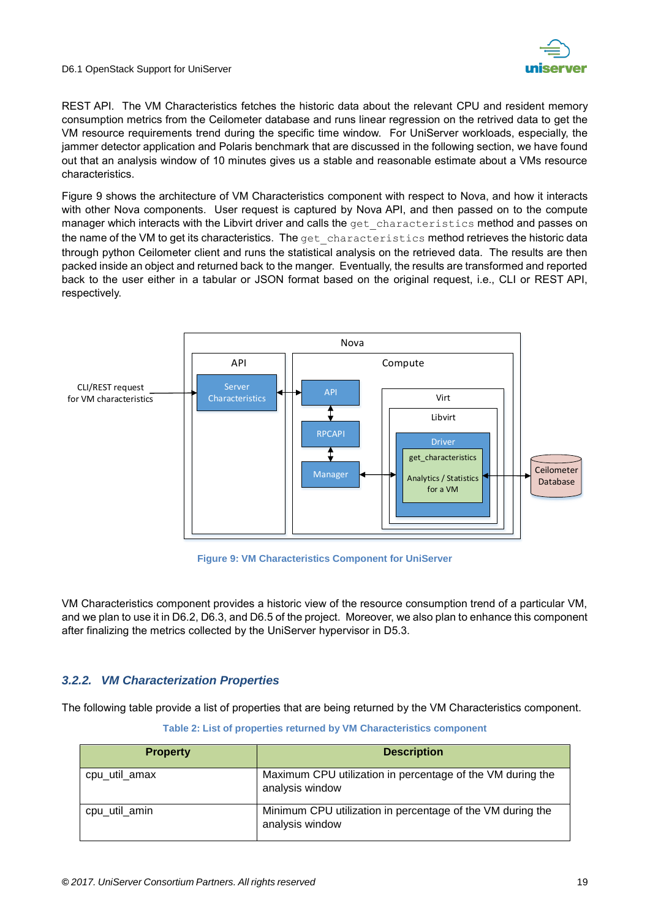REST API. The VM Characteristics fetches the historic data about the relevant CPU and resident memory consumption metrics from the Ceilometer database and runs linear regression on the retrived data to get the VM resource requirements trend during the specific time window. For UniServer workloads, especially, the jammer detector application and Polaris benchmark that are discussed in the following section, we have found out that an analysis window of 10 minutes gives us a stable and reasonable estimate about a VMs resource characteristics.

Figure 9 shows the architecture of VM Characteristics component with respect to Nova, and how it interacts with other Nova components. User request is captured by Nova API, and then passed on to the compute manager which interacts with the Libvirt driver and calls the `get_characteristics` method and passes on the name of the VM to get its characteristics. The `get_characteristics` method retrieves the historic data through python Ceilometer client and runs the statistical analysis on the retrieved data. The results are then packed inside an object and returned back to the manger. Eventually, the results are transformed and reported back to the user either in a tabular or JSON format based on the original request, i.e., CLI or REST API, respectively.

Figure 9: VM Characteristics Component for UniServer

VM Characteristics component provides a historic view of the resource consumption trend of a particular VM, and we plan to use it in D6.2, D6.3, and D6.5 of the project. Moreover, we also plan to enhance this component after finalizing the metrics collected by the UniServer hypervisor in D5.3.

### *3.2.2. VM Characterization Properties*

The following table provide a list of properties that are being returned by the VM Characteristics component.

Table 2: List of properties returned by VM Characteristics component

| Property | Description |
|---|---|
| cpu_util_amax | Maximum CPU utilization in percentage of the VM during the analysis window |
| cpu_util_amin | Minimum CPU utilization in percentage of the VM during the analysis window |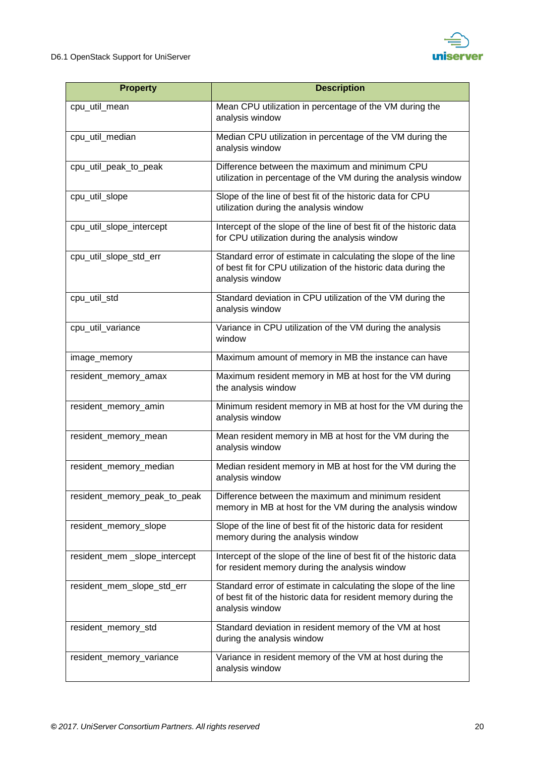| Property | Description |
| --- | --- |
| cpu_util_mean | Mean CPU utilization in percentage of the VM during the analysis window |
| cpu_util_median | Median CPU utilization in percentage of the VM during the analysis window |
| cpu_util_peak_to_peak | Difference between the maximum and minimum CPU utilization in percentage of the VM during the analysis window |
| cpu_util_slope | Slope of the line of best fit of the historic data for CPU utilization during the analysis window |
| cpu_util_slope_intercept | Intercept of the slope of the line of best fit of the historic data for CPU utilization during the analysis window |
| cpu_util_slope_std_err | Standard error of estimate in calculating the slope of the line of best fit for CPU utilization of the historic data during the analysis window |
| cpu_util_std | Standard deviation in CPU utilization of the VM during the analysis window |
| cpu_util_variance | Variance in CPU utilization of the VM during the analysis window |
| image_memory | Maximum amount of memory in MB the instance can have |
| resident_memory_amax | Maximum resident memory in MB at host for the VM during the analysis window |
| resident_memory_amin | Minimum resident memory in MB at host for the VM during the analysis window |
| resident_memory_mean | Mean resident memory in MB at host for the VM during the analysis window |
| resident_memory_median | Median resident memory in MB at host for the VM during the analysis window |
| resident_memory_peak_to_peak | Difference between the maximum and minimum resident memory in MB at host for the VM during the analysis window |
| resident_memory_slope | Slope of the line of best fit of the historic data for resident memory during the analysis window |
| resident_mem _slope_intercept | Intercept of the slope of the line of best fit of the historic data for resident memory during the analysis window |
| resident_mem_slope_std_err | Standard error of estimate in calculating the slope of the line of best fit of the historic data for resident memory during the analysis window |
| resident_memory_std | Standard deviation in resident memory of the VM at host during the analysis window |
| resident_memory_variance | Variance in resident memory of the VM at host during the analysis window |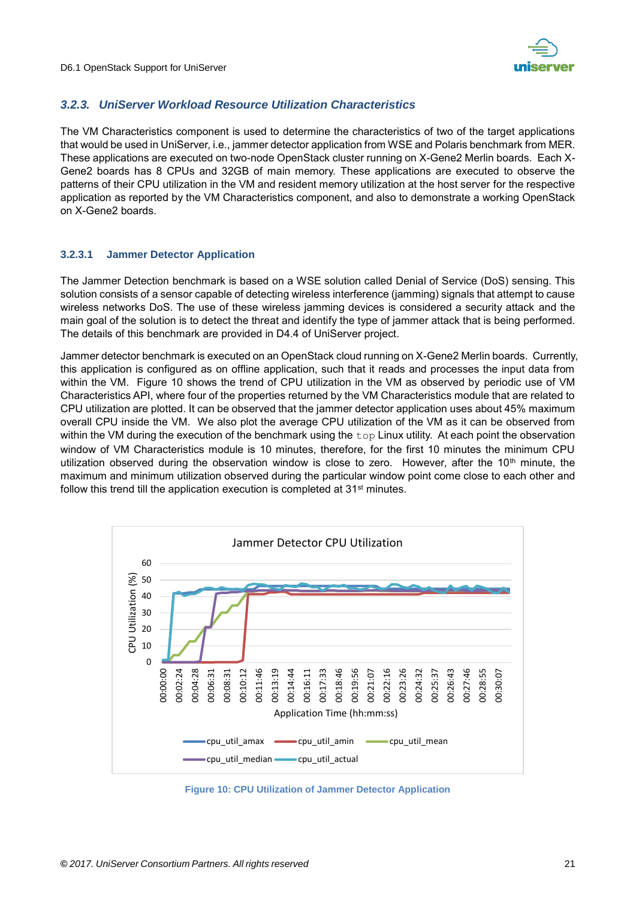### 3.2.3. UniServer Workload Resource Utilization Characteristics

The VM Characteristics component is used to determine the characteristics of two of the target applications that would be used in UniServer, i.e., jammer detector application from WSE and Polaris benchmark from MER. These applications are executed on two-node OpenStack cluster running on X-Gene2 Merlin boards. Each X-Gene2 boards has 8 CPUs and 32GB of main memory. These applications are executed to observe the patterns of their CPU utilization in the VM and resident memory utilization at the host server for the respective application as reported by the VM Characteristics component, and also to demonstrate a working OpenStack on X-Gene2 boards.

#### 3.2.3.1 Jammer Detector Application

The Jammer Detection benchmark is based on a WSE solution called Denial of Service (DoS) sensing. This solution consists of a sensor capable of detecting wireless interference (jamming) signals that attempt to cause wireless networks DoS. The use of these wireless jamming devices is considered a security attack and the main goal of the solution is to detect the threat and identify the type of jammer attack that is being performed. The details of this benchmark are provided in D4.4 of UniServer project.

Jammer detector benchmark is executed on an OpenStack cloud running on X-Gene2 Merlin boards. Currently, this application is configured as on offline application, such that it reads and processes the input data from within the VM. Figure 10 shows the trend of CPU utilization in the VM as observed by periodic use of VM Characteristics API, where four of the properties returned by the VM Characteristics module that are related to CPU utilization are plotted. It can be observed that the jammer detector application uses about 45% maximum overall CPU inside the VM. We also plot the average CPU utilization of the VM as it can be observed from within the VM during the execution of the benchmark using the `top` Linux utility. At each point the observation window of VM Characteristics module is 10 minutes, therefore, for the first 10 minutes the minimum CPU utilization observed during the observation window is close to zero. However, after the 10th minute, the maximum and minimum utilization observed during the particular window point come close to each other and follow this trend till the application execution is completed at 31st minutes.

Figure 10: CPU Utilization of Jammer Detector Application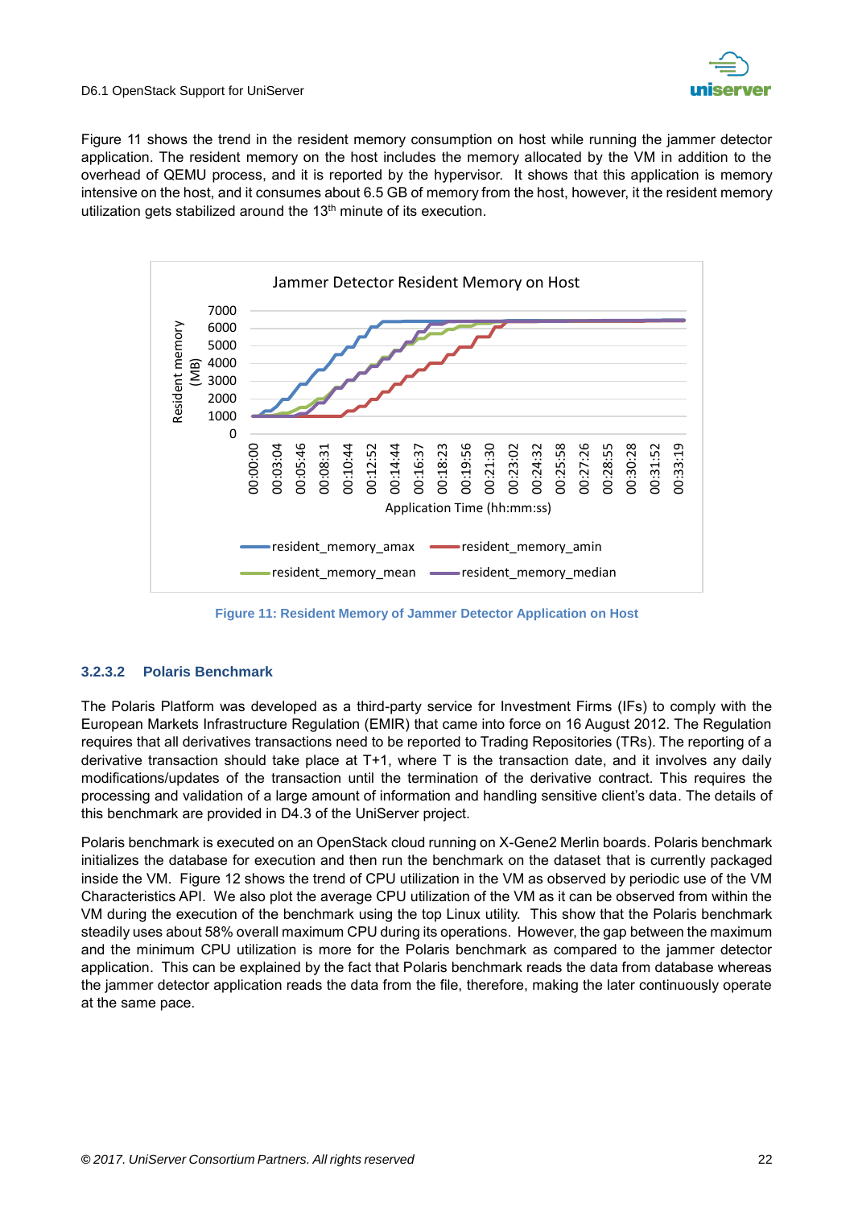Figure 11 shows the trend in the resident memory consumption on host while running the jammer detector application. The resident memory on the host includes the memory allocated by the VM in addition to the overhead of QEMU process, and it is reported by the hypervisor. It shows that this application is memory intensive on the host, and it consumes about 6.5 GB of memory from the host, however, it the resident memory utilization gets stabilized around the 13th minute of its execution.

Figure 11: Resident Memory of Jammer Detector Application on Host

#### 3.2.3.2 Polaris Benchmark

The Polaris Platform was developed as a third-party service for Investment Firms (IFs) to comply with the European Markets Infrastructure Regulation (EMIR) that came into force on 16 August 2012. The Regulation requires that all derivatives transactions need to be reported to Trading Repositories (TRs). The reporting of a derivative transaction should take place at T+1, where T is the transaction date, and it involves any daily modifications/updates of the transaction until the termination of the derivative contract. This requires the processing and validation of a large amount of information and handling sensitive client's data. The details of this benchmark are provided in D4.3 of the UniServer project.

Polaris benchmark is executed on an OpenStack cloud running on X-Gene2 Merlin boards. Polaris benchmark initializes the database for execution and then run the benchmark on the dataset that is currently packaged inside the VM. Figure 12 shows the trend of CPU utilization in the VM as observed by periodic use of the VM Characteristics API. We also plot the average CPU utilization of the VM as it can be observed from within the VM during the execution of the benchmark using the top Linux utility. This show that the Polaris benchmark steadily uses about 58% overall maximum CPU during its operations. However, the gap between the maximum and the minimum CPU utilization is more for the Polaris benchmark as compared to the jammer detector application. This can be explained by the fact that Polaris benchmark reads the data from database whereas the jammer detector application reads the data from the file, therefore, making the later continuously operate at the same pace.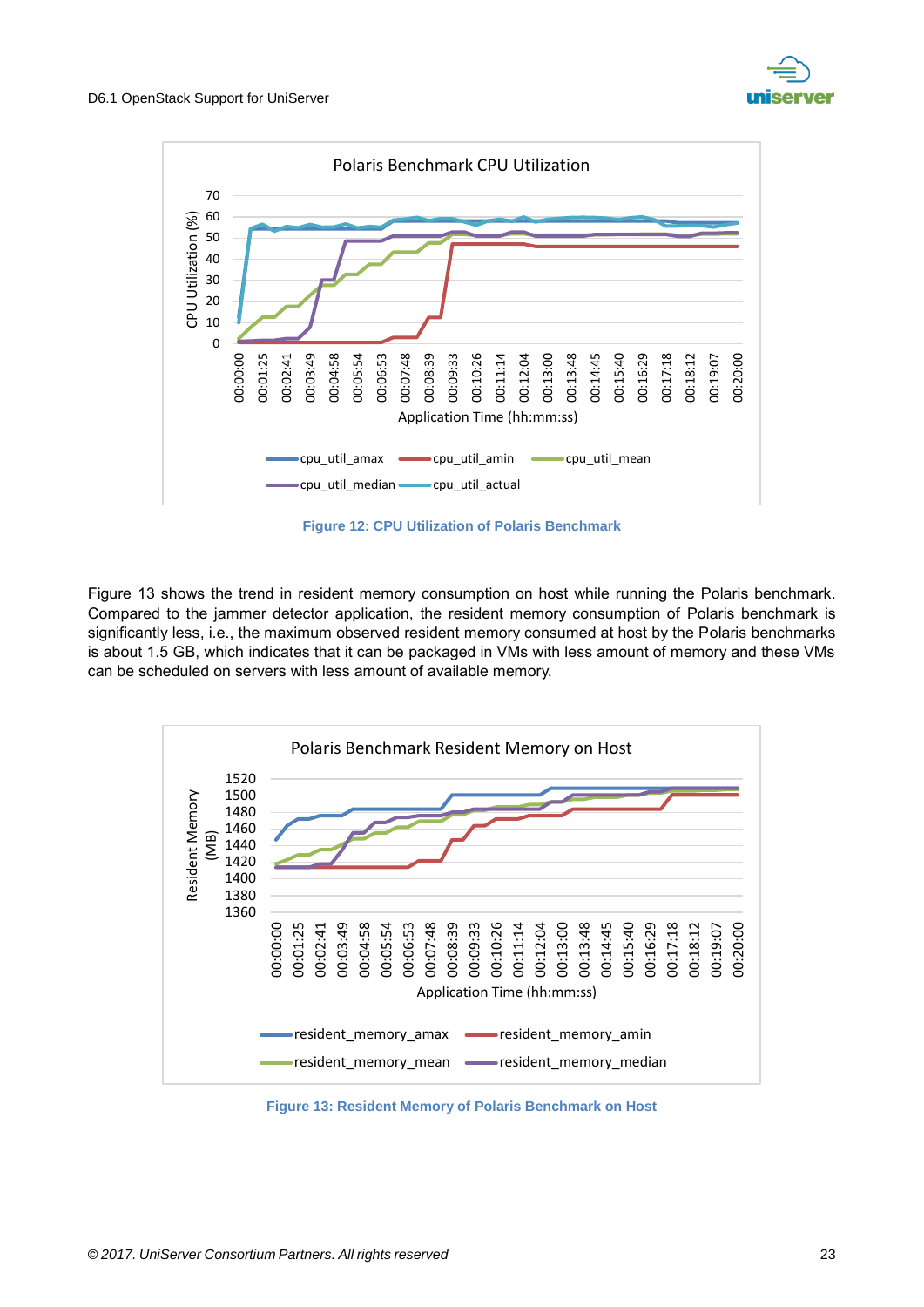Figure 12: CPU Utilization of Polaris Benchmark

Figure 13 shows the trend in resident memory consumption on host while running the Polaris benchmark. Compared to the jammer detector application, the resident memory consumption of Polaris benchmark is significantly less, i.e., the maximum observed resident memory consumed at host by the Polaris benchmarks is about 1.5 GB, which indicates that it can be packaged in VMs with less amount of memory and these VMs can be scheduled on servers with less amount of available memory.

Figure 13: Resident Memory of Polaris Benchmark on Host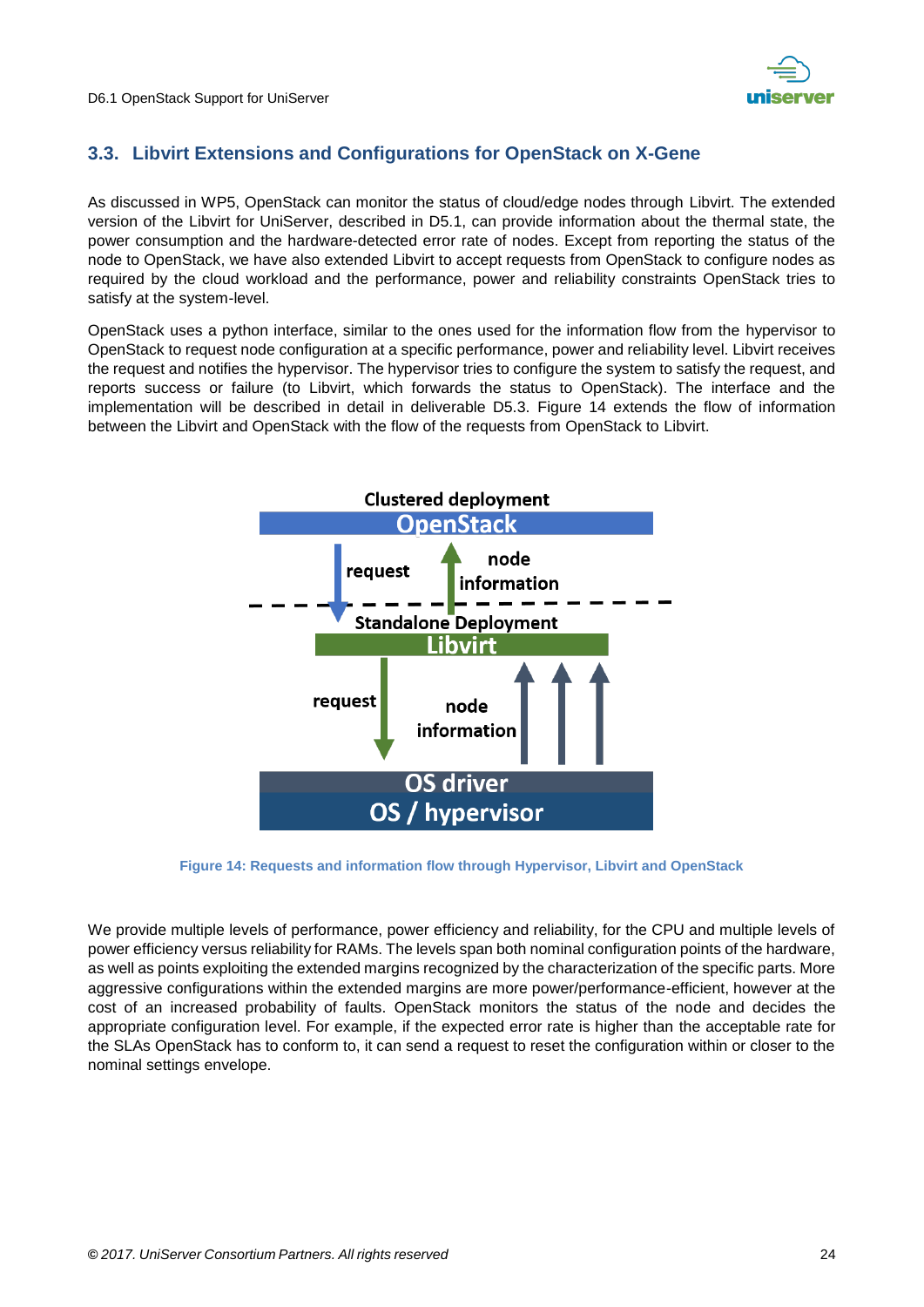## 3.3. Libvirt Extensions and Configurations for OpenStack on X-Gene

As discussed in WP5, OpenStack can monitor the status of cloud/edge nodes through Libvirt. The extended version of the Libvirt for UniServer, described in D5.1, can provide information about the thermal state, the power consumption and the hardware-detected error rate of nodes. Except from reporting the status of the node to OpenStack, we have also extended Libvirt to accept requests from OpenStack to configure nodes as required by the cloud workload and the performance, power and reliability constraints OpenStack tries to satisfy at the system-level.

OpenStack uses a python interface, similar to the ones used for the information flow from the hypervisor to OpenStack to request node configuration at a specific performance, power and reliability level. Libvirt receives the request and notifies the hypervisor. The hypervisor tries to configure the system to satisfy the request, and reports success or failure (to Libvirt, which forwards the status to OpenStack). The interface and the implementation will be described in detail in deliverable D5.3. Figure 14 extends the flow of information between the Libvirt and OpenStack with the flow of the requests from OpenStack to Libvirt.

Figure 14: Requests and information flow through Hypervisor, Libvirt and OpenStack

We provide multiple levels of performance, power efficiency and reliability, for the CPU and multiple levels of power efficiency versus reliability for RAMs. The levels span both nominal configuration points of the hardware, as well as points exploiting the extended margins recognized by the characterization of the specific parts. More aggressive configurations within the extended margins are more power/performance-efficient, however at the cost of an increased probability of faults. OpenStack monitors the status of the node and decides the appropriate configuration level. For example, if the expected error rate is higher than the acceptable rate for the SLAs OpenStack has to conform to, it can send a request to reset the configuration within or closer to the nominal settings envelope.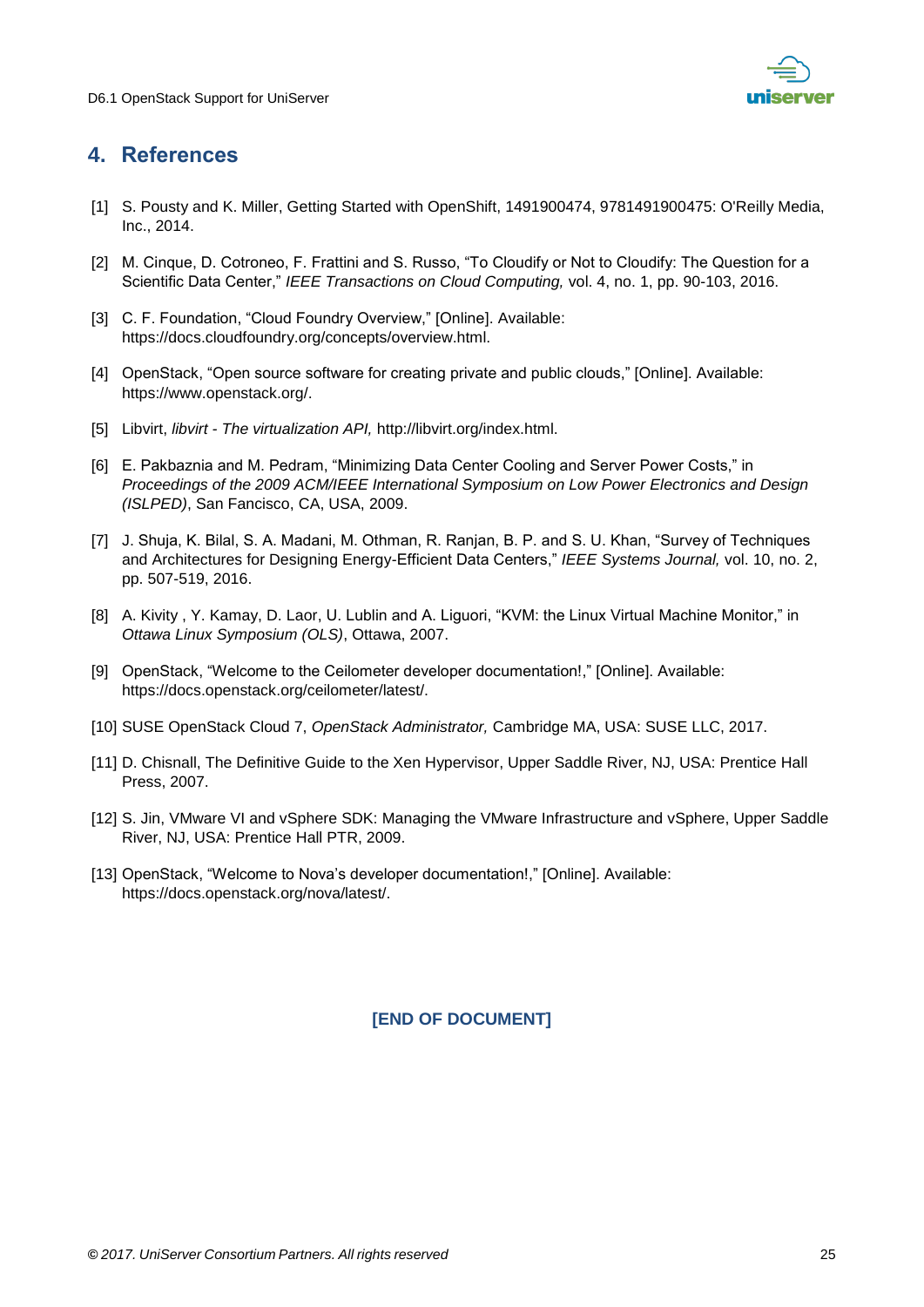## 4. References

[1] S. Pousty and K. Miller, Getting Started with OpenShift, 1491900474, 9781491900475: O'Reilly Media, Inc., 2014.

[2] M. Cinque, D. Cotroneo, F. Frattini and S. Russo, “To Cloudify or Not to Cloudify: The Question for a Scientific Data Center,” *IEEE Transactions on Cloud Computing,* vol. 4, no. 1, pp. 90-103, 2016.

[3] C. F. Foundation, “Cloud Foundry Overview,” [Online]. Available: https://docs.cloudfoundry.org/concepts/overview.html.

[4] OpenStack, “Open source software for creating private and public clouds,” [Online]. Available: https://www.openstack.org/.

[5] Libvirt, *libvirt - The virtualization API,* http://libvirt.org/index.html.

[6] E. Pakbaznia and M. Pedram, “Minimizing Data Center Cooling and Server Power Costs,” in *Proceedings of the 2009 ACM/IEEE International Symposium on Low Power Electronics and Design (ISLPED)*, San Fancisco, CA, USA, 2009.

[7] J. Shuja, K. Bilal, S. A. Madani, M. Othman, R. Ranjan, B. P. and S. U. Khan, “Survey of Techniques and Architectures for Designing Energy-Efficient Data Centers,” *IEEE Systems Journal,* vol. 10, no. 2, pp. 507-519, 2016.

[8] A. Kivity , Y. Kamay, D. Laor, U. Lublin and A. Liguori, “KVM: the Linux Virtual Machine Monitor,” in *Ottawa Linux Symposium (OLS)*, Ottawa, 2007.

[9] OpenStack, “Welcome to the Ceilometer developer documentation!,” [Online]. Available: https://docs.openstack.org/ceilometer/latest/.

[10] SUSE OpenStack Cloud 7, *OpenStack Administrator,* Cambridge MA, USA: SUSE LLC, 2017.

[11] D. Chisnall, The Definitive Guide to the Xen Hypervisor, Upper Saddle River, NJ, USA: Prentice Hall Press, 2007.

[12] S. Jin, VMware VI and vSphere SDK: Managing the VMware Infrastructure and vSphere, Upper Saddle River, NJ, USA: Prentice Hall PTR, 2009.

[13] OpenStack, “Welcome to Nova’s developer documentation!,” [Online]. Available: https://docs.openstack.org/nova/latest/.

**[END OF DOCUMENT]**